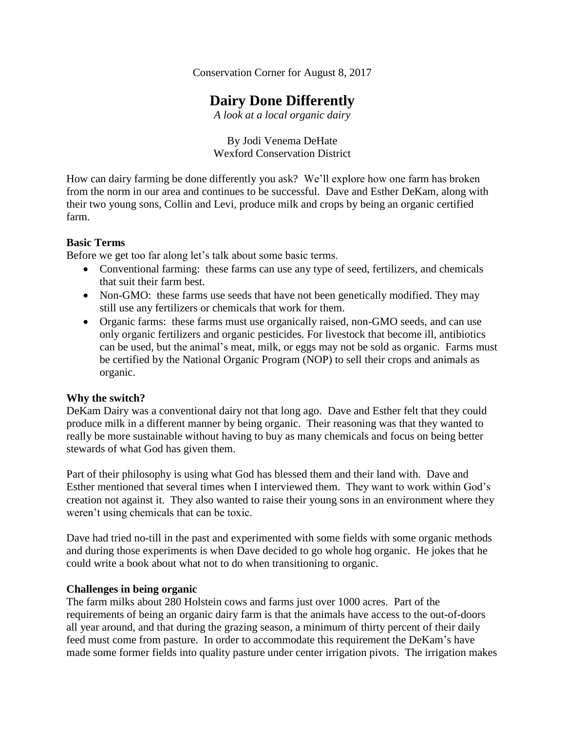Conservation Corner for August 8, 2017

# Dairy Done Differently

*A look at a local organic dairy*

By Jodi Venema DeHate
Wexford Conservation District

How can dairy farming be done differently you ask? We'll explore how one farm has broken from the norm in our area and continues to be successful. Dave and Esther DeKam, along with their two young sons, Collin and Levi, produce milk and crops by being an organic certified farm.

**Basic Terms**

Before we get too far along let's talk about some basic terms.

- Conventional farming: these farms can use any type of seed, fertilizers, and chemicals that suit their farm best.
- Non-GMO: these farms use seeds that have not been genetically modified. They may still use any fertilizers or chemicals that work for them.
- Organic farms: these farms must use organically raised, non-GMO seeds, and can use only organic fertilizers and organic pesticides. For livestock that become ill, antibiotics can be used, but the animal's meat, milk, or eggs may not be sold as organic. Farms must be certified by the National Organic Program (NOP) to sell their crops and animals as organic.

**Why the switch?**

DeKam Dairy was a conventional dairy not that long ago. Dave and Esther felt that they could produce milk in a different manner by being organic. Their reasoning was that they wanted to really be more sustainable without having to buy as many chemicals and focus on being better stewards of what God has given them.

Part of their philosophy is using what God has blessed them and their land with. Dave and Esther mentioned that several times when I interviewed them. They want to work within God's creation not against it. They also wanted to raise their young sons in an environment where they weren't using chemicals that can be toxic.

Dave had tried no-till in the past and experimented with some fields with some organic methods and during those experiments is when Dave decided to go whole hog organic. He jokes that he could write a book about what not to do when transitioning to organic.

**Challenges in being organic**

The farm milks about 280 Holstein cows and farms just over 1000 acres. Part of the requirements of being an organic dairy farm is that the animals have access to the out-of-doors all year around, and that during the grazing season, a minimum of thirty percent of their daily feed must come from pasture. In order to accommodate this requirement the DeKam's have made some former fields into quality pasture under center irrigation pivots. The irrigation makes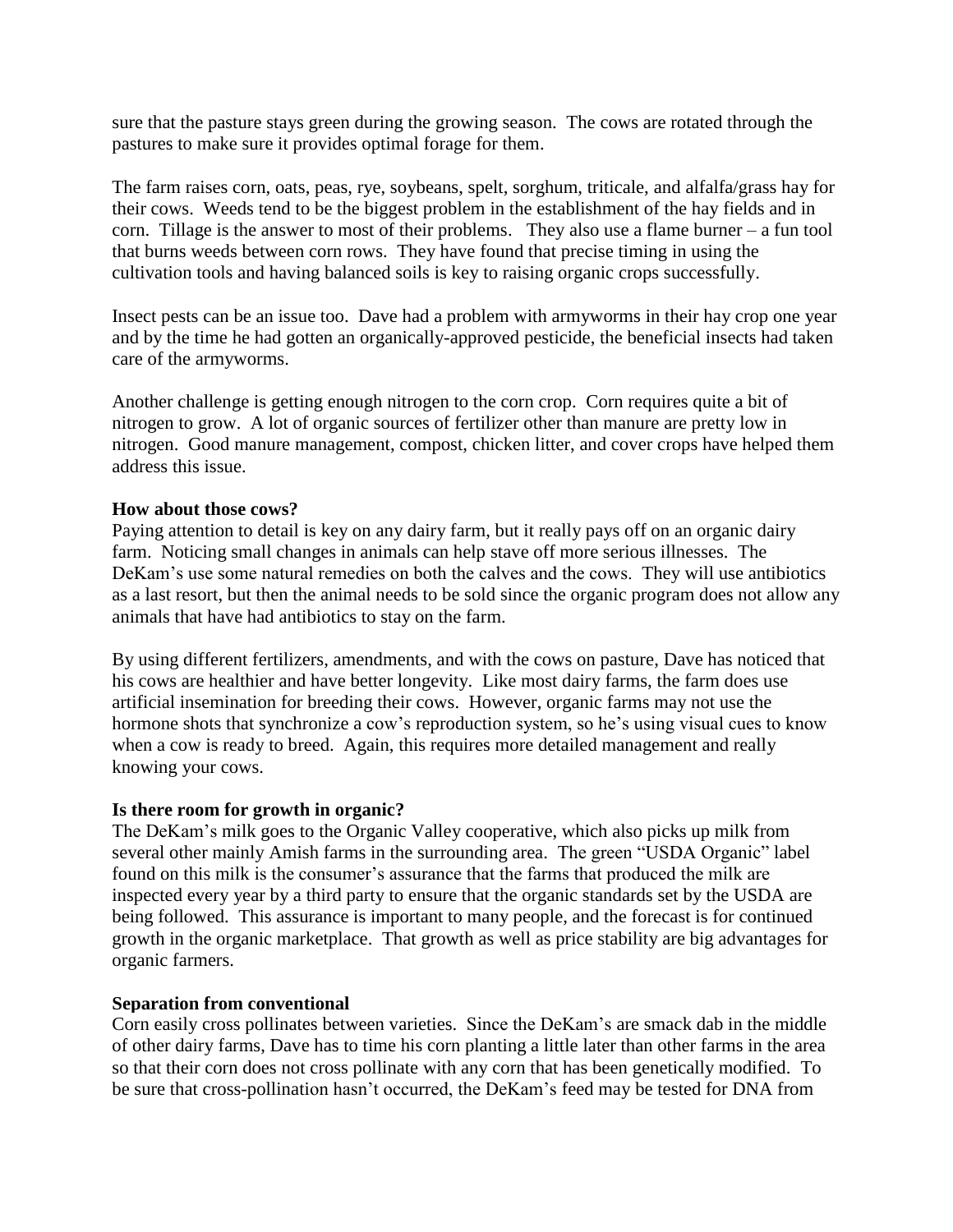sure that the pasture stays green during the growing season. The cows are rotated through the pastures to make sure it provides optimal forage for them.

The farm raises corn, oats, peas, rye, soybeans, spelt, sorghum, triticale, and alfalfa/grass hay for their cows. Weeds tend to be the biggest problem in the establishment of the hay fields and in corn. Tillage is the answer to most of their problems. They also use a flame burner – a fun tool that burns weeds between corn rows. They have found that precise timing in using the cultivation tools and having balanced soils is key to raising organic crops successfully.

Insect pests can be an issue too. Dave had a problem with armyworms in their hay crop one year and by the time he had gotten an organically-approved pesticide, the beneficial insects had taken care of the armyworms.

Another challenge is getting enough nitrogen to the corn crop. Corn requires quite a bit of nitrogen to grow. A lot of organic sources of fertilizer other than manure are pretty low in nitrogen. Good manure management, compost, chicken litter, and cover crops have helped them address this issue.

**How about those cows?**

Paying attention to detail is key on any dairy farm, but it really pays off on an organic dairy farm. Noticing small changes in animals can help stave off more serious illnesses. The DeKam's use some natural remedies on both the calves and the cows. They will use antibiotics as a last resort, but then the animal needs to be sold since the organic program does not allow any animals that have had antibiotics to stay on the farm.

By using different fertilizers, amendments, and with the cows on pasture, Dave has noticed that his cows are healthier and have better longevity. Like most dairy farms, the farm does use artificial insemination for breeding their cows. However, organic farms may not use the hormone shots that synchronize a cow's reproduction system, so he's using visual cues to know when a cow is ready to breed. Again, this requires more detailed management and really knowing your cows.

**Is there room for growth in organic?**

The DeKam's milk goes to the Organic Valley cooperative, which also picks up milk from several other mainly Amish farms in the surrounding area. The green "USDA Organic" label found on this milk is the consumer's assurance that the farms that produced the milk are inspected every year by a third party to ensure that the organic standards set by the USDA are being followed. This assurance is important to many people, and the forecast is for continued growth in the organic marketplace. That growth as well as price stability are big advantages for organic farmers.

**Separation from conventional**

Corn easily cross pollinates between varieties. Since the DeKam's are smack dab in the middle of other dairy farms, Dave has to time his corn planting a little later than other farms in the area so that their corn does not cross pollinate with any corn that has been genetically modified. To be sure that cross-pollination hasn't occurred, the DeKam's feed may be tested for DNA from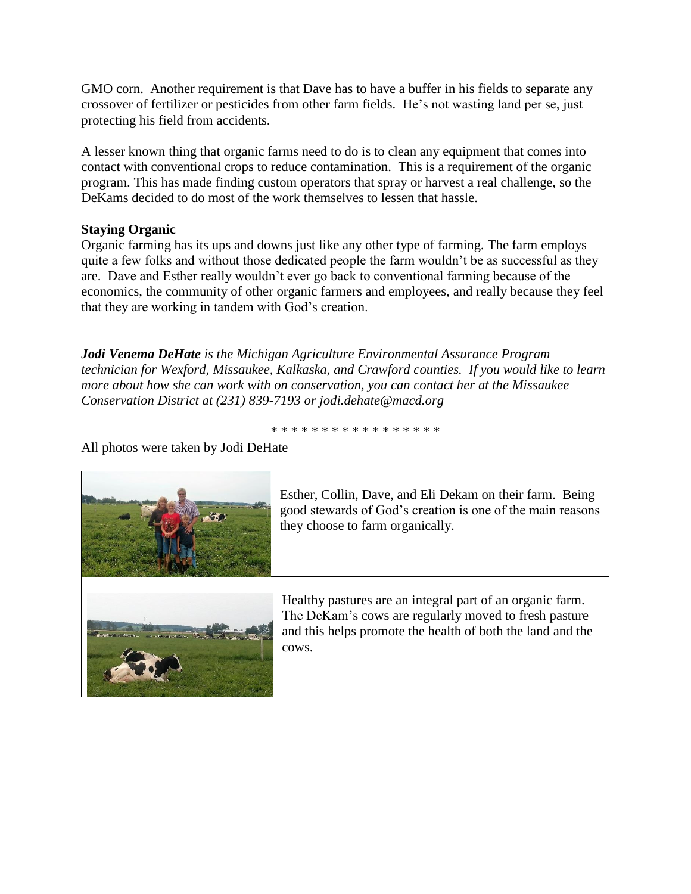GMO corn. Another requirement is that Dave has to have a buffer in his fields to separate any crossover of fertilizer or pesticides from other farm fields. He's not wasting land per se, just protecting his field from accidents.

A lesser known thing that organic farms need to do is to clean any equipment that comes into contact with conventional crops to reduce contamination. This is a requirement of the organic program. This has made finding custom operators that spray or harvest a real challenge, so the DeKams decided to do most of the work themselves to lessen that hassle.

**Staying Organic**

Organic farming has its ups and downs just like any other type of farming. The farm employs quite a few folks and without those dedicated people the farm wouldn't be as successful as they are. Dave and Esther really wouldn't ever go back to conventional farming because of the economics, the community of other organic farmers and employees, and really because they feel that they are working in tandem with God's creation.

***Jodi Venema DeHate*** *is the Michigan Agriculture Environmental Assurance Program technician for Wexford, Missaukee, Kalkaska, and Crawford counties. If you would like to learn more about how she can work with on conservation, you can contact her at the Missaukee Conservation District at (231) 839-7193 or jodi.dehate@macd.org*

* * * * * * * * * * * * * * * * *

All photos were taken by Jodi DeHate

Esther, Collin, Dave, and Eli Dekam on their farm. Being good stewards of God's creation is one of the main reasons they choose to farm organically.

Healthy pastures are an integral part of an organic farm. The DeKam's cows are regularly moved to fresh pasture and this helps promote the health of both the land and the cows.